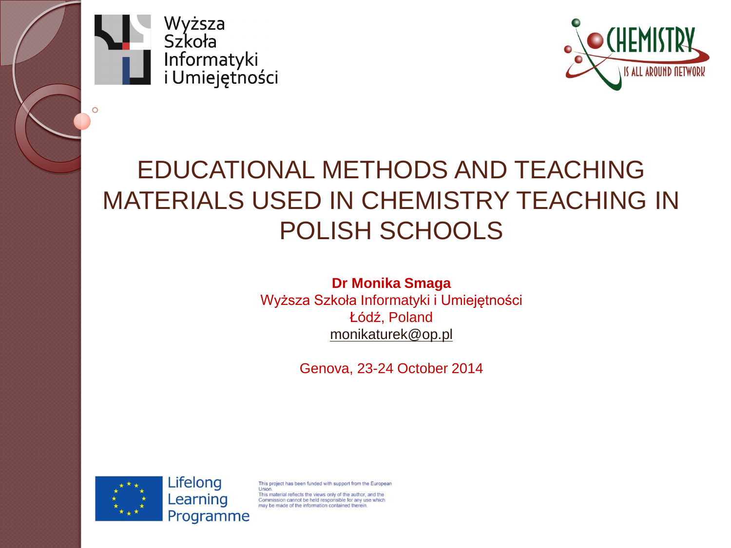Wyższa Szkoła Informatyki i Umiejętności

CHEMISTRY IS ALL AROUND NETWORK

# EDUCATIONAL METHODS AND TEACHING MATERIALS USED IN CHEMISTRY TEACHING IN POLISH SCHOOLS

**Dr Monika Smaga**
Wyższa Szkoła Informatyki i Umiejętności
Łódź, Poland
monikaturek@op.pl

Genova, 23-24 October 2014

Lifelong Learning Programme

This project has been funded with support from the European Union.
This material reflects the views only of the author, and the Commission cannot be held responsible for any use which may be made of the information contained therein.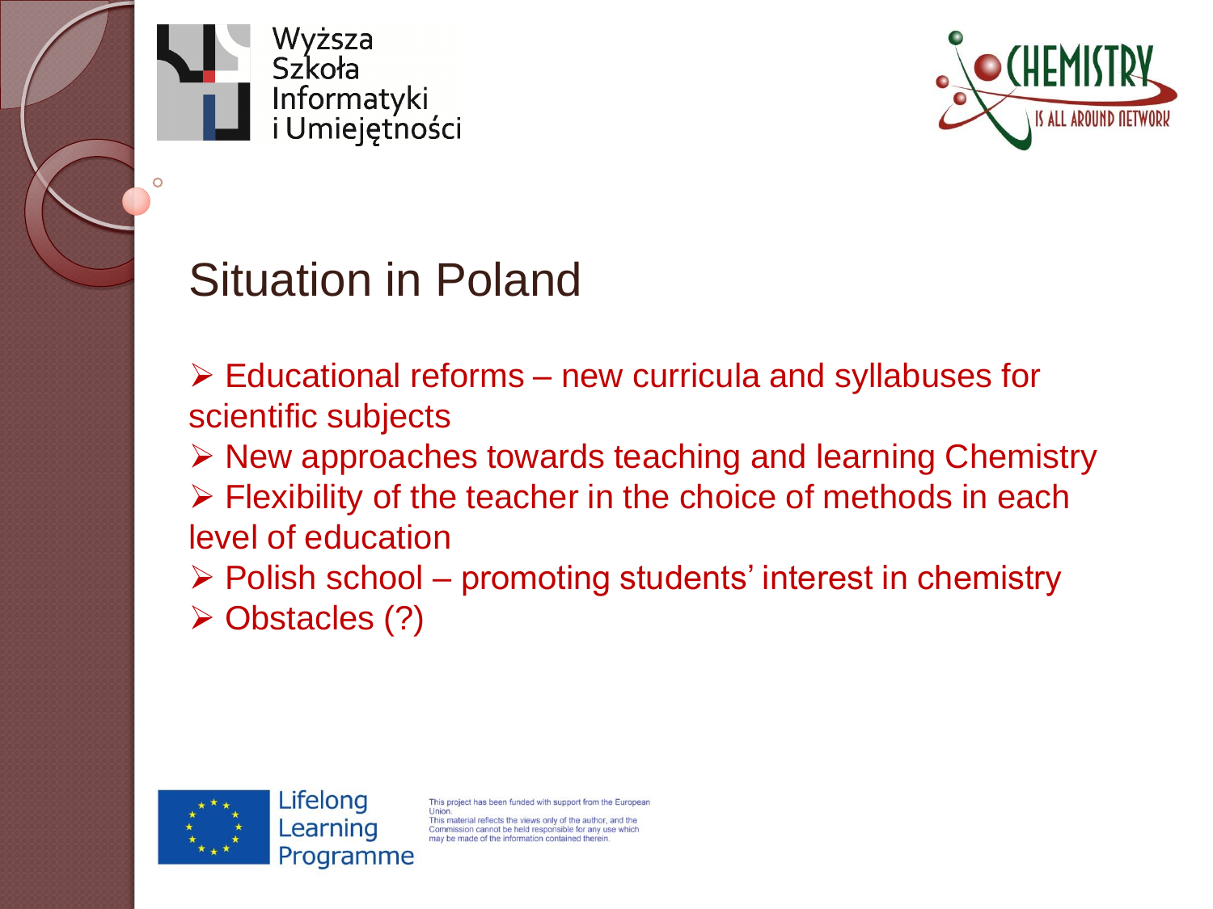# Situation in Poland

- Educational reforms – new curricula and syllabuses for scientific subjects
- New approaches towards teaching and learning Chemistry
- Flexibility of the teacher in the choice of methods in each level of education
- Polish school – promoting students' interest in chemistry
- Obstacles (?)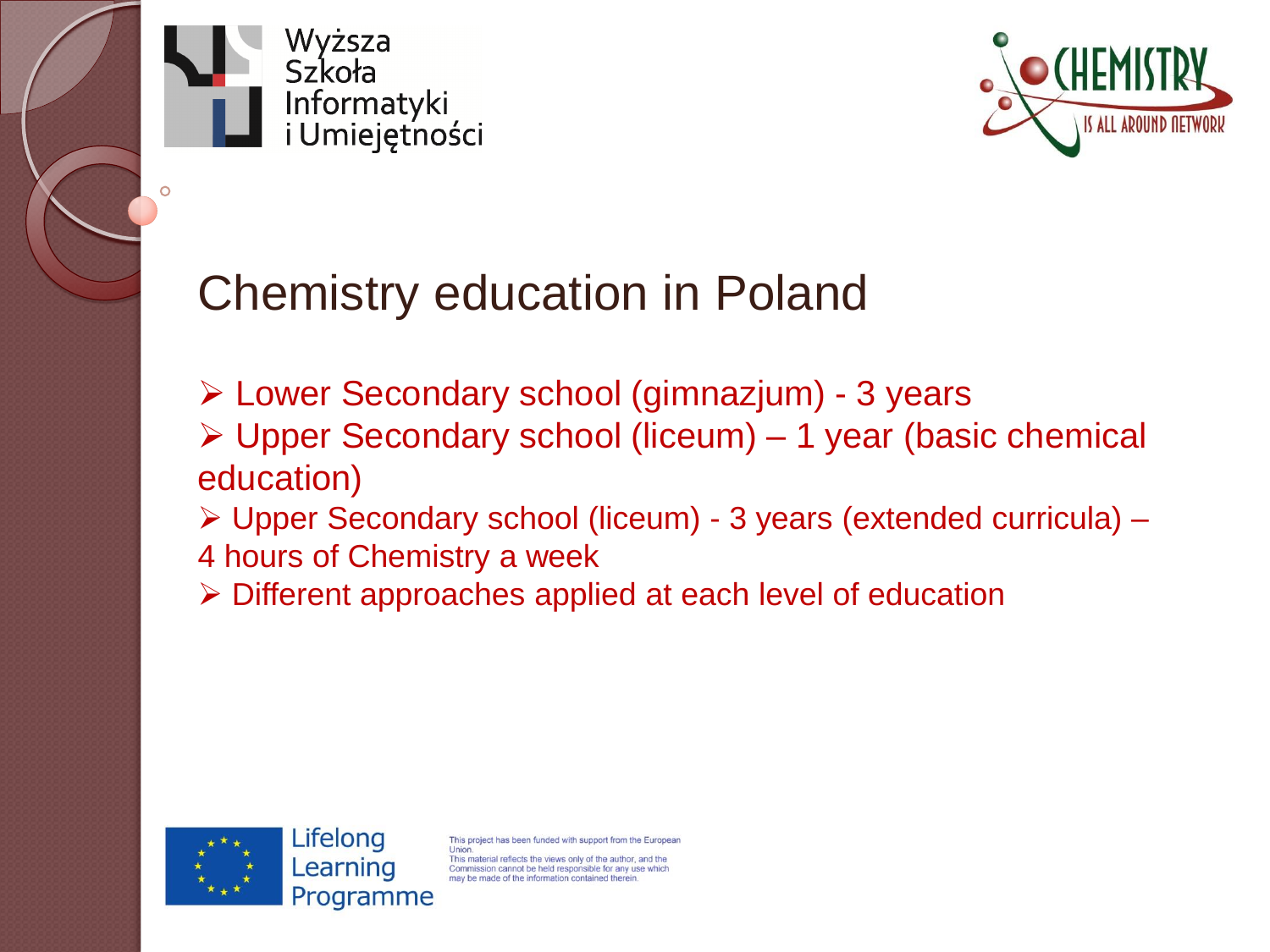# Chemistry education in Poland

- Lower Secondary school (gimnazjum) - 3 years
- Upper Secondary school (liceum) – 1 year (basic chemical education)
- Upper Secondary school (liceum) - 3 years (extended curricula) – 4 hours of Chemistry a week
- Different approaches applied at each level of education

This project has been funded with support from the European Union. This material reflects the views only of the author, and the Commission cannot be held responsible for any use which may be made of the information contained therein.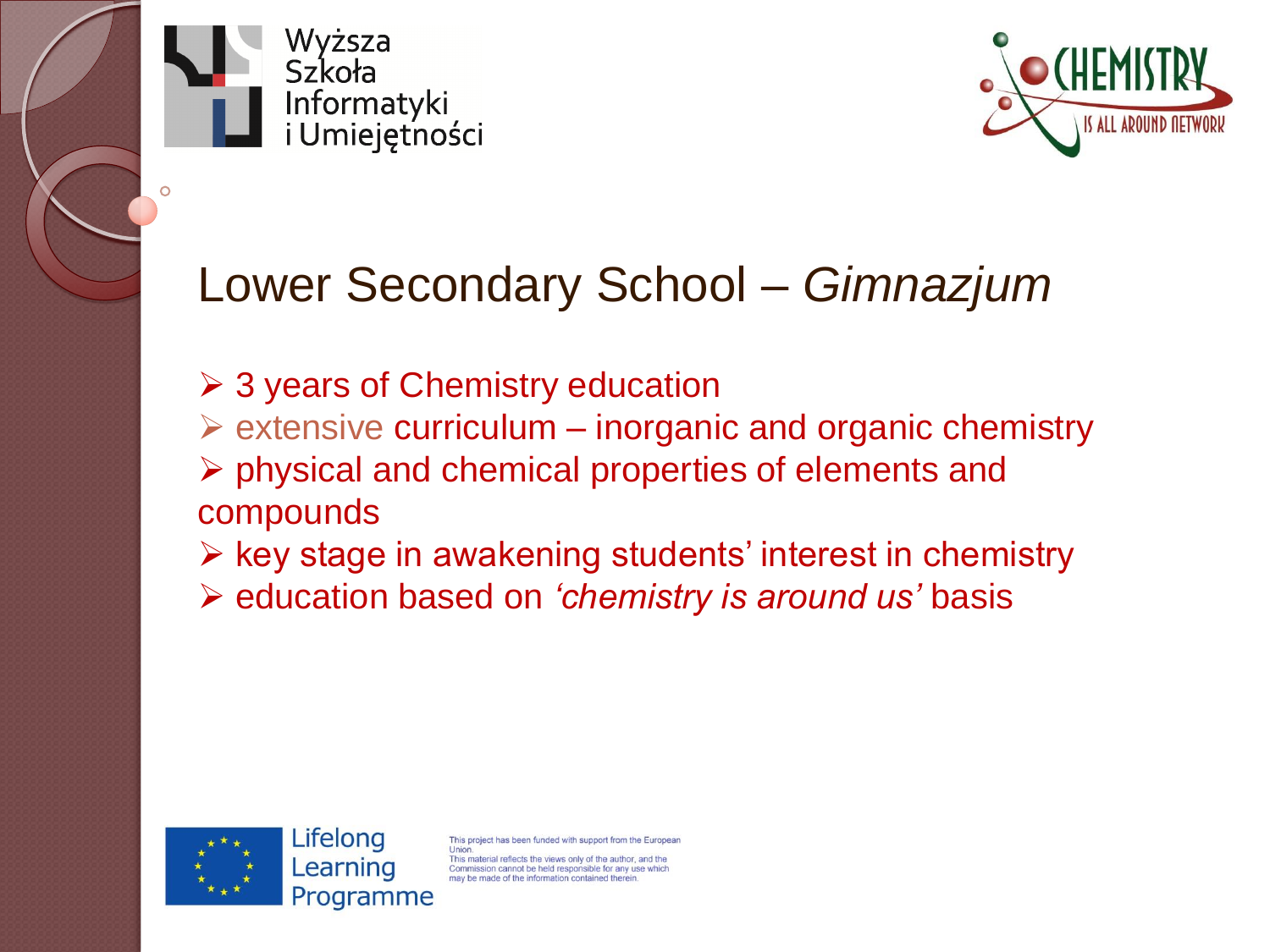# Lower Secondary School – *Gimnazjum*

- 3 years of Chemistry education
- extensive curriculum – inorganic and organic chemistry
- physical and chemical properties of elements and compounds
- key stage in awakening students' interest in chemistry
- education based on *'chemistry is around us'* basis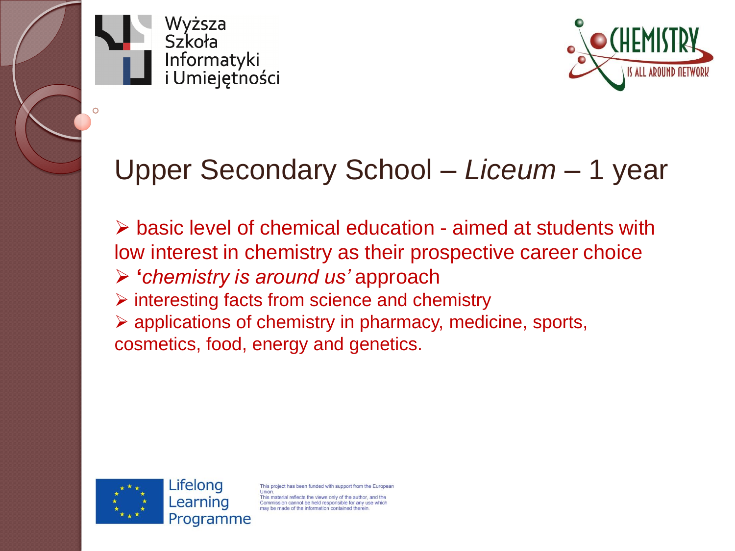# Upper Secondary School – *Liceum* – 1 year

- basic level of chemical education - aimed at students with low interest in chemistry as their prospective career choice
- '*chemistry is around us'* approach
- interesting facts from science and chemistry
- applications of chemistry in pharmacy, medicine, sports, cosmetics, food, energy and genetics.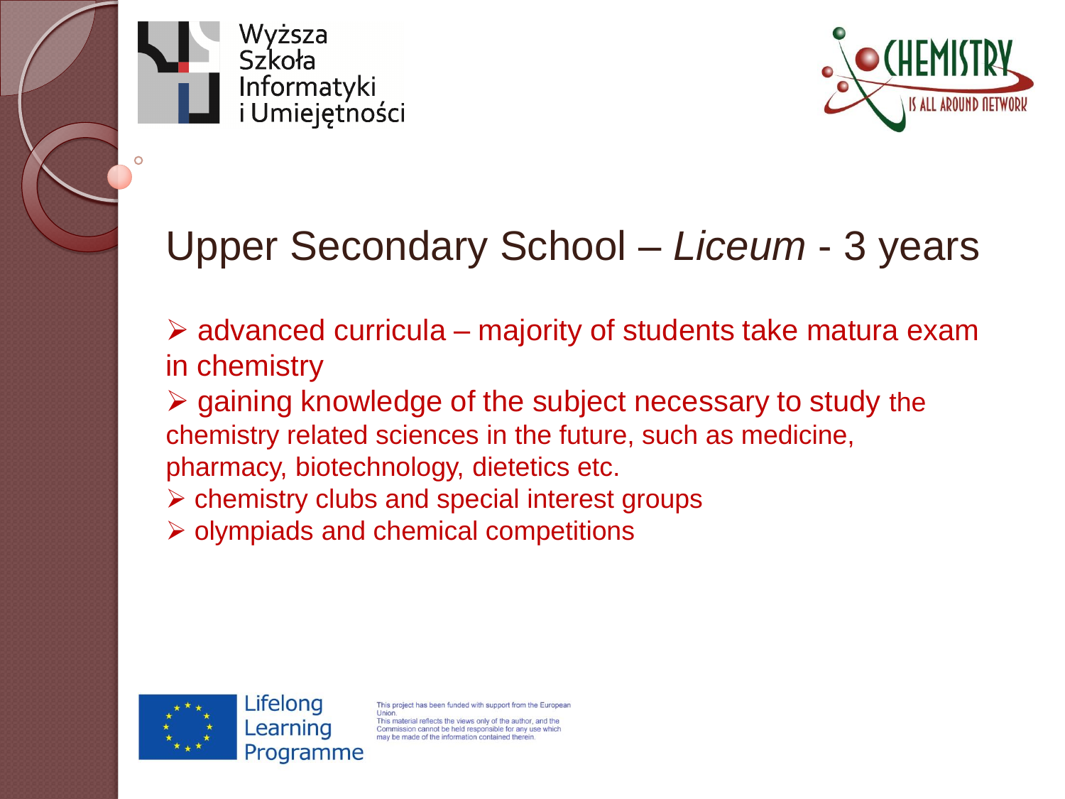# Upper Secondary School – *Liceum* - 3 years

- advanced curricula – majority of students take matura exam in chemistry
- gaining knowledge of the subject necessary to study the chemistry related sciences in the future, such as medicine, pharmacy, biotechnology, dietetics etc.
- chemistry clubs and special interest groups
- olympiads and chemical competitions

This project has been funded with support from the European Union.
This material reflects the views only of the author, and the Commission cannot be held responsible for any use which may be made of the information contained therein.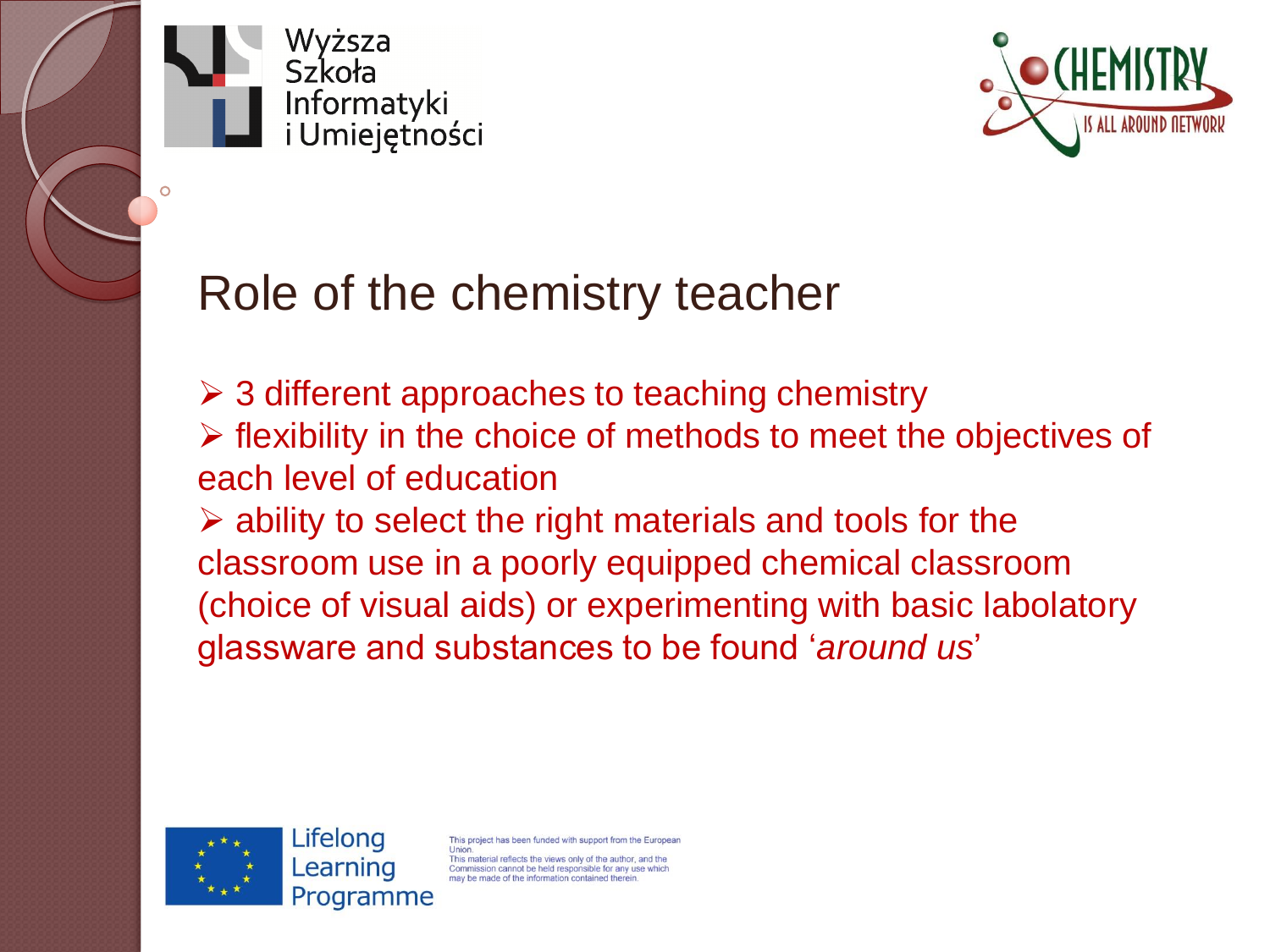# Role of the chemistry teacher

- 3 different approaches to teaching chemistry
- flexibility in the choice of methods to meet the objectives of each level of education
- ability to select the right materials and tools for the classroom use in a poorly equipped chemical classroom (choice of visual aids) or experimenting with basic labolatory glassware and substances to be found '*around us*'

This project has been funded with support from the European Union.
This material reflects the views only of the author, and the Commission cannot be held responsible for any use which may be made of the information contained therein.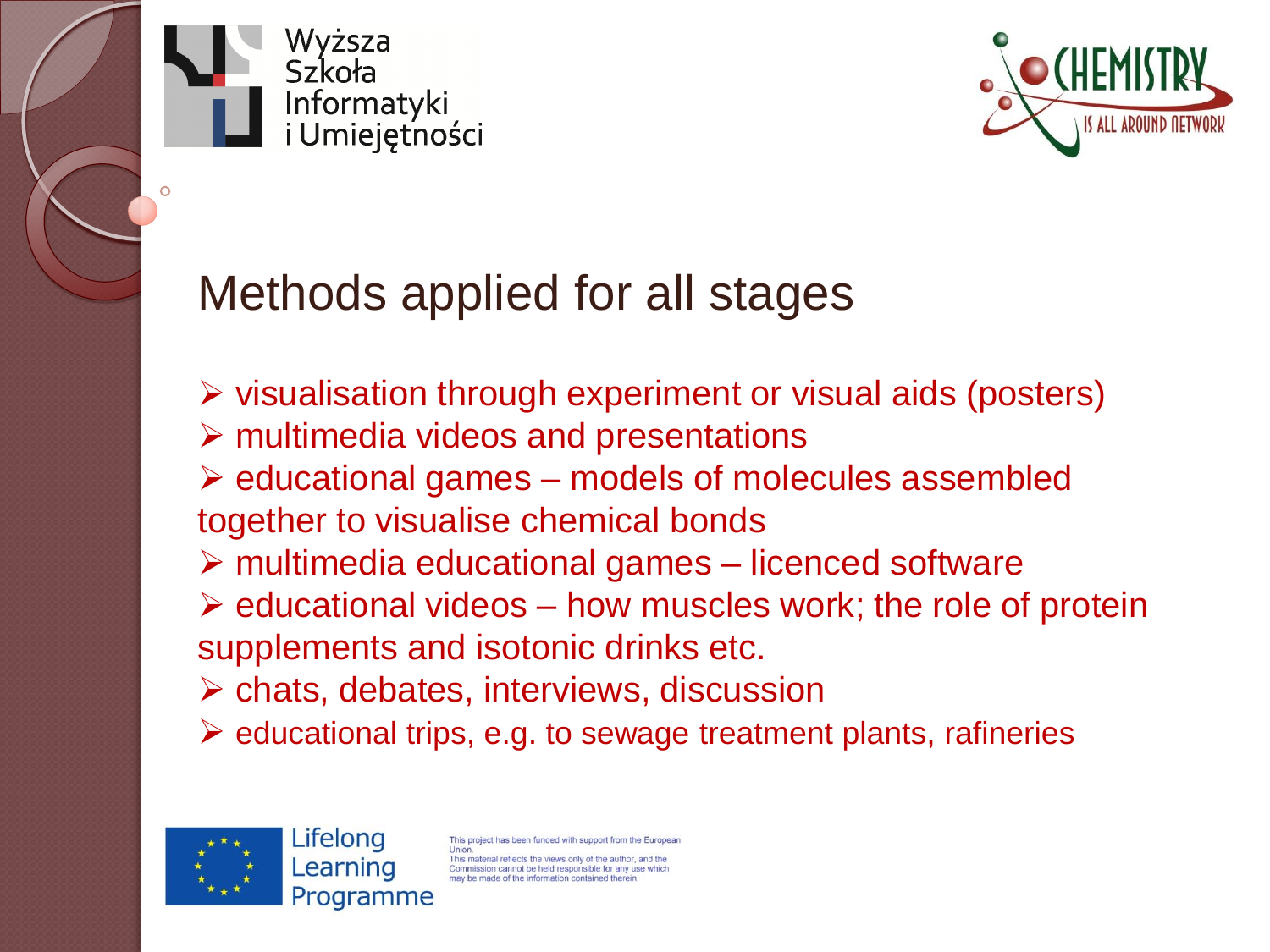# Methods applied for all stages

- visualisation through experiment or visual aids (posters)
- multimedia videos and presentations
- educational games – models of molecules assembled together to visualise chemical bonds
- multimedia educational games – licenced software
- educational videos – how muscles work; the role of protein supplements and isotonic drinks etc.
- chats, debates, interviews, discussion
- educational trips, e.g. to sewage treatment plants, rafineries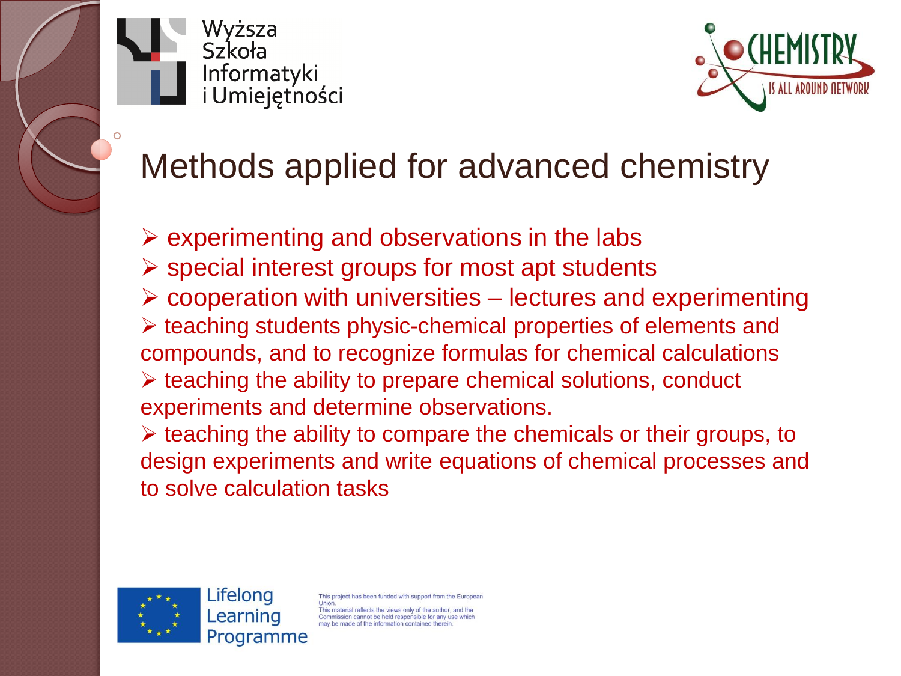# Methods applied for advanced chemistry

- experimenting and observations in the labs
- special interest groups for most apt students
- cooperation with universities – lectures and experimenting
- teaching students physic-chemical properties of elements and compounds, and to recognize formulas for chemical calculations
- teaching the ability to prepare chemical solutions, conduct experiments and determine observations.
- teaching the ability to compare the chemicals or their groups, to design experiments and write equations of chemical processes and to solve calculation tasks

This project has been funded with support from the European Union.
This material reflects the views only of the author, and the Commission cannot be held responsible for any use which may be made of the information contained therein.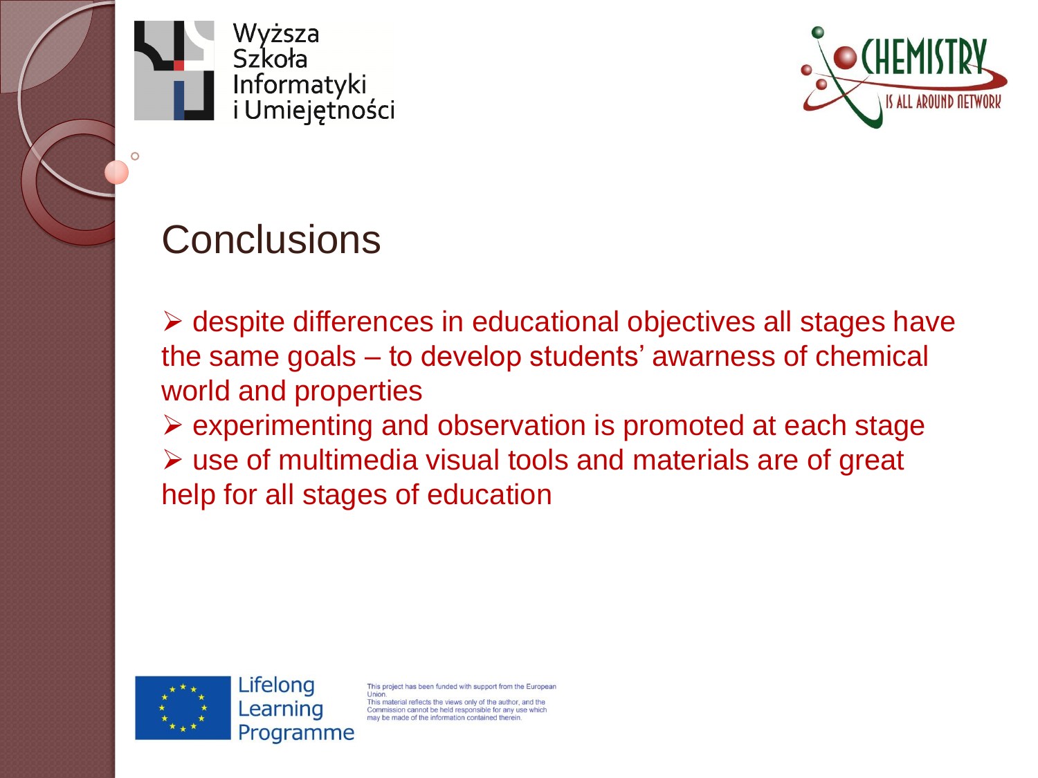# Conclusions

- despite differences in educational objectives all stages have the same goals – to develop students' awarness of chemical world and properties
- experimenting and observation is promoted at each stage
- use of multimedia visual tools and materials are of great help for all stages of education

This project has been funded with support from the European Union.
This material reflects the views only of the author, and the Commission cannot be held responsible for any use which may be made of the information contained therein.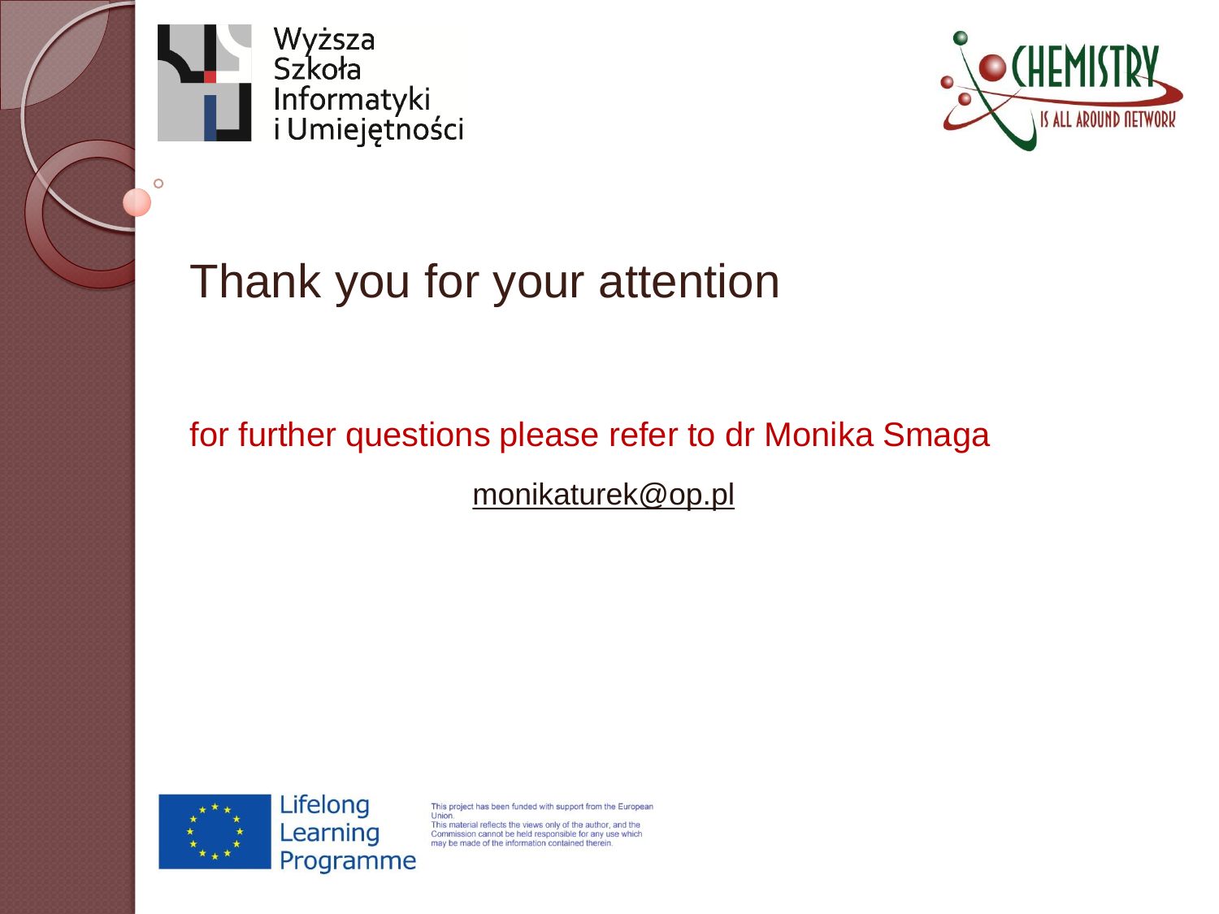Wyższa Szkoła Informatyki i Umiejętności

CHEMISTRY IS ALL AROUND NETWORK

# Thank you for your attention

for further questions please refer to dr Monika Smaga

monikaturek@op.pl

Lifelong Learning Programme

This project has been funded with support from the European Union.
This material reflects the views only of the author, and the Commission cannot be held responsible for any use which may be made of the information contained therein.